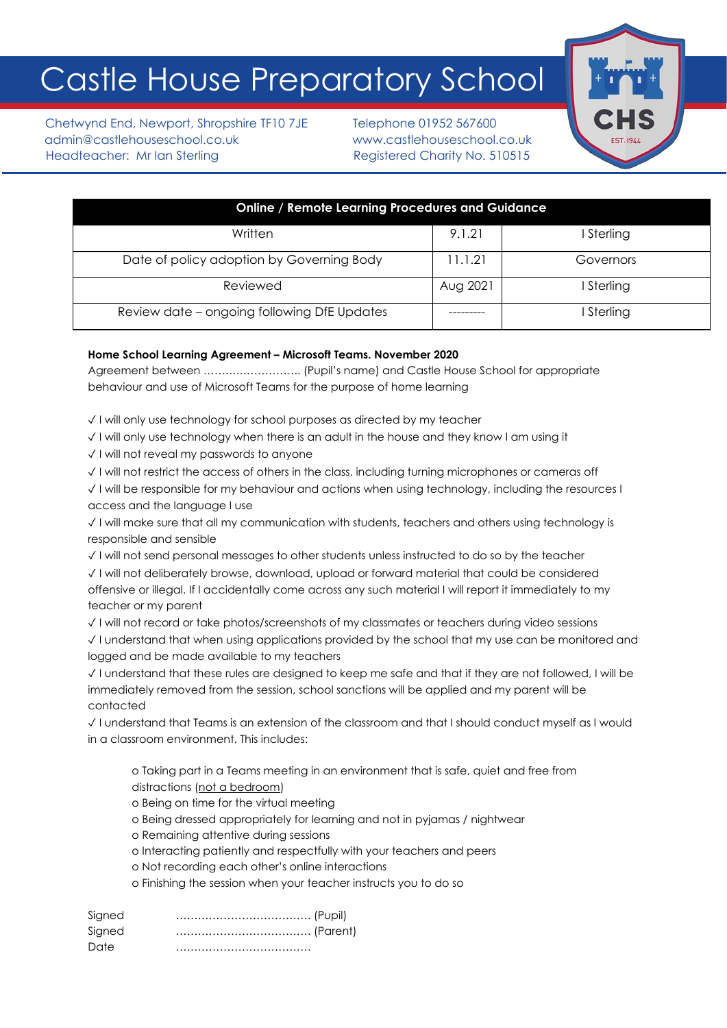# Castle House Preparatory School

Chetwynd End, Newport, Shropshire TF10 7JE
admin@castlehouseschool.co.uk
Headteacher: Mr Ian Sterling

Telephone 01952 567600
www.castlehouseschool.co.uk
Registered Charity No. 510515

| Online / Remote Learning Procedures and Guidance | | |
|---|---|---|
| Written | 9.1.21 | I Sterling |
| Date of policy adoption by Governing Body | 11.1.21 | Governors |
| Reviewed | Aug 2021 | I Sterling |
| Review date – ongoing following DfE Updates | --------- | I Sterling |

**Home School Learning Agreement – Microsoft Teams. November 2020**

Agreement between ……………………… (Pupil's name) and Castle House School for appropriate behaviour and use of Microsoft Teams for the purpose of home learning

✓ I will only use technology for school purposes as directed by my teacher
✓ I will only use technology when there is an adult in the house and they know I am using it
✓ I will not reveal my passwords to anyone
✓ I will not restrict the access of others in the class, including turning microphones or cameras off
✓ I will be responsible for my behaviour and actions when using technology, including the resources I access and the language I use
✓ I will make sure that all my communication with students, teachers and others using technology is responsible and sensible
✓ I will not send personal messages to other students unless instructed to do so by the teacher
✓ I will not deliberately browse, download, upload or forward material that could be considered offensive or illegal. If I accidentally come across any such material I will report it immediately to my teacher or my parent
✓ I will not record or take photos/screenshots of my classmates or teachers during video sessions
✓ I understand that when using applications provided by the school that my use can be monitored and logged and be made available to my teachers
✓ I understand that these rules are designed to keep me safe and that if they are not followed, I will be immediately removed from the session, school sanctions will be applied and my parent will be contacted
✓ I understand that Teams is an extension of the classroom and that I should conduct myself as I would in a classroom environment. This includes:

- o Taking part in a Teams meeting in an environment that is safe, quiet and free from distractions (not a bedroom)
- o Being on time for the virtual meeting
- o Being dressed appropriately for learning and not in pyjamas / nightwear
- o Remaining attentive during sessions
- o Interacting patiently and respectfully with your teachers and peers
- o Not recording each other's online interactions
- o Finishing the session when your teacher instructs you to do so

Signed ……………………………… (Pupil)
Signed ……………………………… (Parent)
Date ………………………………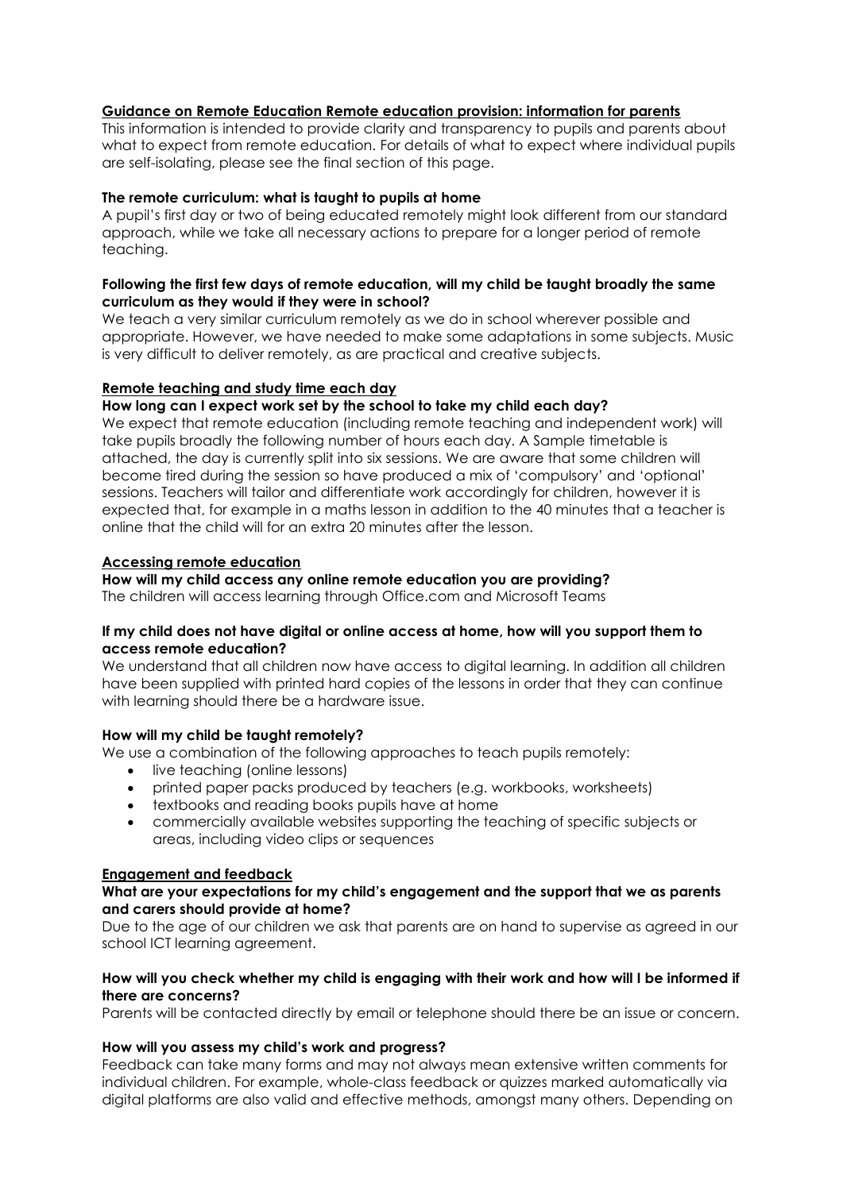**Guidance on Remote Education Remote education provision: information for parents**

This information is intended to provide clarity and transparency to pupils and parents about what to expect from remote education. For details of what to expect where individual pupils are self-isolating, please see the final section of this page.

**The remote curriculum: what is taught to pupils at home**

A pupil's first day or two of being educated remotely might look different from our standard approach, while we take all necessary actions to prepare for a longer period of remote teaching.

**Following the first few days of remote education, will my child be taught broadly the same curriculum as they would if they were in school?**

We teach a very similar curriculum remotely as we do in school wherever possible and appropriate. However, we have needed to make some adaptations in some subjects. Music is very difficult to deliver remotely, as are practical and creative subjects.

**Remote teaching and study time each day**

**How long can I expect work set by the school to take my child each day?**

We expect that remote education (including remote teaching and independent work) will take pupils broadly the following number of hours each day. A Sample timetable is attached, the day is currently split into six sessions. We are aware that some children will become tired during the session so have produced a mix of 'compulsory' and 'optional' sessions. Teachers will tailor and differentiate work accordingly for children, however it is expected that, for example in a maths lesson in addition to the 40 minutes that a teacher is online that the child will for an extra 20 minutes after the lesson.

**Accessing remote education**

**How will my child access any online remote education you are providing?**

The children will access learning through Office.com and Microsoft Teams

**If my child does not have digital or online access at home, how will you support them to access remote education?**

We understand that all children now have access to digital learning. In addition all children have been supplied with printed hard copies of the lessons in order that they can continue with learning should there be a hardware issue.

**How will my child be taught remotely?**

We use a combination of the following approaches to teach pupils remotely:

- live teaching (online lessons)
- printed paper packs produced by teachers (e.g. workbooks, worksheets)
- textbooks and reading books pupils have at home
- commercially available websites supporting the teaching of specific subjects or areas, including video clips or sequences

**Engagement and feedback**

**What are your expectations for my child's engagement and the support that we as parents and carers should provide at home?**

Due to the age of our children we ask that parents are on hand to supervise as agreed in our school ICT learning agreement.

**How will you check whether my child is engaging with their work and how will I be informed if there are concerns?**

Parents will be contacted directly by email or telephone should there be an issue or concern.

**How will you assess my child's work and progress?**

Feedback can take many forms and may not always mean extensive written comments for individual children. For example, whole-class feedback or quizzes marked automatically via digital platforms are also valid and effective methods, amongst many others. Depending on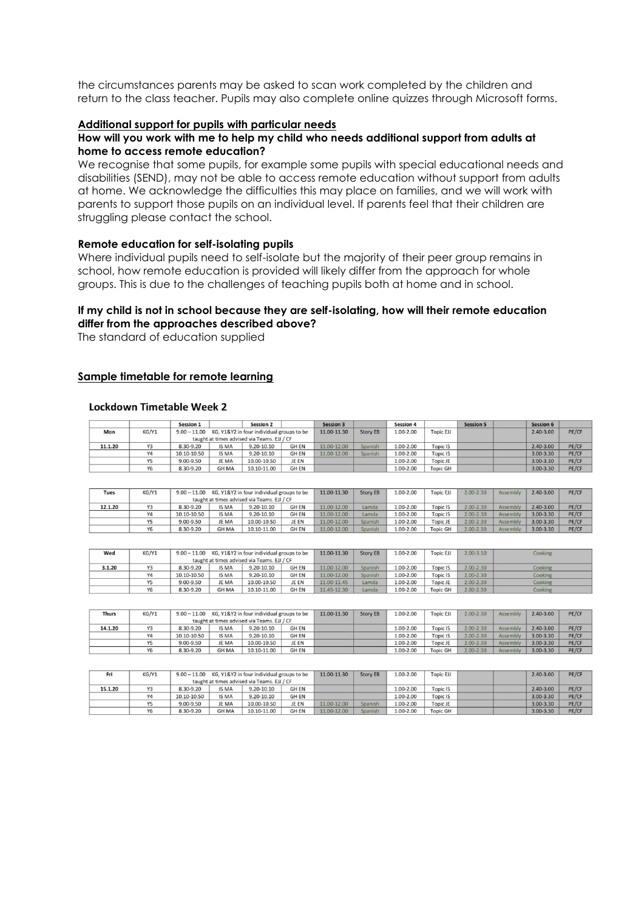the circumstances parents may be asked to scan work completed by the children and return to the class teacher. Pupils may also complete online quizzes through Microsoft forms.

## Additional support for pupils with particular needs

### How will you work with me to help my child who needs additional support from adults at home to access remote education?

We recognise that some pupils, for example some pupils with special educational needs and disabilities (SEND), may not be able to access remote education without support from adults at home. We acknowledge the difficulties this may place on families, and we will work with parents to support those pupils on an individual level. If parents feel that their children are struggling please contact the school.

### Remote education for self-isolating pupils

Where individual pupils need to self-isolate but the majority of their peer group remains in school, how remote education is provided will likely differ from the approach for whole groups. This is due to the challenges of teaching pupils both at home and in school.

### If my child is not in school because they are self-isolating, how will their remote education differ from the approaches described above?

The standard of education supplied

## Sample timetable for remote learning

### Lockdown Timetable Week 2

| | | Session 1 | | Session 2 | | Session 3 | | Session 4 | | Session 5 | | Session 6 | |
|---|---|---|---|---|---|---|---|---|---|---|---|---|---|
| Mon | KG/Y1 | 9.00 – 11.00 KG, Y1&Y2 in four individual groups to be taught at times advised via Teams. EJJ / CF | | | | 11.00-11.30 | Story EB | 1.00-2.00 | Topic EJJ | | | 2.40-3.00 | PE/CF |
| 11.1.20 | Y3 | 8.30-9.20 | IS MA | 9.20-10.10 | GH EN | 11.00-12.00 | Spanish | 1.00-2.00 | Topic IS | | | 2.40-3.00 | PE/CF |
| | Y4 | 10.10-10.50 | IS MA | 9.20-10.10 | GH EN | 11.00-12.00 | Spanish | 1.00-2.00 | Topic IS | | | 3.00-3.30 | PE/CF |
| | Y5 | 9.00-9.50 | JE MA | 10.00-10.50 | JE EN | | | 1.00-2.00 | Topic JE | | | 3.00-3.30 | PE/CF |
| | Y6 | 8.30-9.20 | GH MA | 10.10-11.00 | GH EN | | | 1.00-2.00 | Topic GH | | | 3.00-3.30 | PE/CF |

| | | Session 1 | | Session 2 | | Session 3 | | Session 4 | | Session 5 | | Session 6 | |
|---|---|---|---|---|---|---|---|---|---|---|---|---|---|
| Tues | KG/Y1 | 9.00 – 11.00 KG, Y1&Y2 in four individual groups to be taught at times advised via Teams. EJJ / CF | | | | 11.00-11.30 | Story EB | 1.00-2.00 | Topic EJJ | 2.00-2.30 | Assembly | 2.40-3.00 | PE/CF |
| 12.1.20 | Y3 | 8.30-9.20 | IS MA | 9.20-10.10 | GH EN | 11.00-12.00 | Lamda | 1.00-2.00 | Topic IS | 2.00-2.30 | Assembly | 2.40-3.00 | PE/CF |
| | Y4 | 10.10-10.50 | IS MA | 9.20-10.10 | GH EN | 11.00-12.00 | Lamda | 1.00-2.00 | Topic IS | 2.00-2.30 | Assembly | 3.00-3.30 | PE/CF |
| | Y5 | 9.00-9.50 | JE MA | 10.00-10.50 | JE EN | 11.00-12.00 | Spanish | 1.00-2.00 | Topic JE | 2.00-2.30 | Assembly | 3.00-3.30 | PE/CF |
| | Y6 | 8.30-9.20 | GH MA | 10.10-11.00 | GH EN | 11.00-12.00 | Spanish | 1.00-2.00 | Topic GH | 2.00-2.30 | Assembly | 3.00-3.30 | PE/CF |

| | | Session 1 | | Session 2 | | Session 3 | | Session 4 | | Session 5 | | Session 6 | |
|---|---|---|---|---|---|---|---|---|---|---|---|---|---|
| Wed | KG/Y1 | 9.00 – 11.00 KG, Y1&Y2 in four individual groups to be taught at times advised via Teams. EJJ / CF | | | | 11.00-11.30 | Story EB | 1.00-2.00 | Topic EJJ | 2.00-3.10 | | Cooking | |
| 3.1.20 | Y3 | 8.30-9.20 | IS MA | 9.20-10.10 | GH EN | 11.00-12.00 | Spanish | 1.00-2.00 | Topic IS | 2.00-2.30 | | Cooking | |
| | Y4 | 10.10-10.50 | IS MA | 9.20-10.10 | GH EN | 11.00-12.00 | Spanish | 1.00-2.00 | Topic IS | 2.00-2.30 | | Cooking | |
| | Y5 | 9.00-9.50 | JE MA | 10.00-10.50 | JE EN | 11.00-11.45 | Lamda | 1.00-2.00 | Topic JE | 2.00-2.30 | | Cooking | |
| | Y6 | 8.30-9.20 | GH MA | 10.10-11.00 | GH EN | 11.45-12.30 | Lamda | 1.00-2.00 | Topic GH | 2.00-2.30 | | Cooking | |

| | | Session 1 | | Session 2 | | Session 3 | | Session 4 | | Session 5 | | Session 6 | |
|---|---|---|---|---|---|---|---|---|---|---|---|---|---|
| Thurs | KG/Y1 | 9.00 – 11.00 KG, Y1&Y2 in four individual groups to be taught at times advised via Teams. EJJ / CF | | | | 11.00-11.30 | Story EB | 1.00-2.00 | Topic EJJ | 2.00-2.30 | Assembly | 2.40-3.00 | PE/CF |
| 14.1.20 | Y3 | 8.30-9.20 | IS MA | 9.20-10.10 | GH EN | | | 1.00-2.00 | Topic IS | 2.00-2.30 | Assembly | 2.40-3.00 | PE/CF |
| | Y4 | 10.10-10.50 | IS MA | 9.20-10.10 | GH EN | | | 1.00-2.00 | Topic IS | 2.00-2.30 | Assembly | 3.00-3.30 | PE/CF |
| | Y5 | 9.00-9.50 | JE MA | 10.00-10.50 | JE EN | | | 1.00-2.00 | Topic JE | 2.00-2.30 | Assembly | 3.00-3.30 | PE/CF |
| | Y6 | 8.30-9.20 | GH MA | 10.10-11.00 | GH EN | | | 1.00-2.00 | Topic GH | 2.00-2.30 | Assembly | 3.00-3.30 | PE/CF |

| | | Session 1 | | Session 2 | | Session 3 | | Session 4 | | Session 5 | | Session 6 | |
|---|---|---|---|---|---|---|---|---|---|---|---|---|---|
| Fri | KG/Y1 | 9.00 – 11.00 KG, Y1&Y2 in four individual groups to be taught at times advised via Teams. EJJ / CF | | | | 11.00-11.30 | Story EB | 1.00-2.00 | Topic EJJ | | | 2.40-3.00 | PE/CF |
| 15.1.20 | Y3 | 8.30-9.20 | IS MA | 9.20-10.10 | GH EN | | | 1.00-2.00 | Topic IS | | | 2.40-3.00 | PE/CF |
| | Y4 | 10.10-10.50 | IS MA | 9.20-10.10 | GH EN | | | 1.00-2.00 | Topic IS | | | 3.00-3.30 | PE/CF |
| | Y5 | 9.00-9.50 | JE MA | 10.00-10.50 | JE EN | 11.00-12.00 | Spanish | 1.00-2.00 | Topic JE | | | 3.00-3.30 | PE/CF |
| | Y6 | 8.30-9.20 | GH MA | 10.10-11.00 | GH EN | 11.00-12.00 | Spanish | 1.00-2.00 | Topic GH | | | 3.00-3.30 | PE/CF |